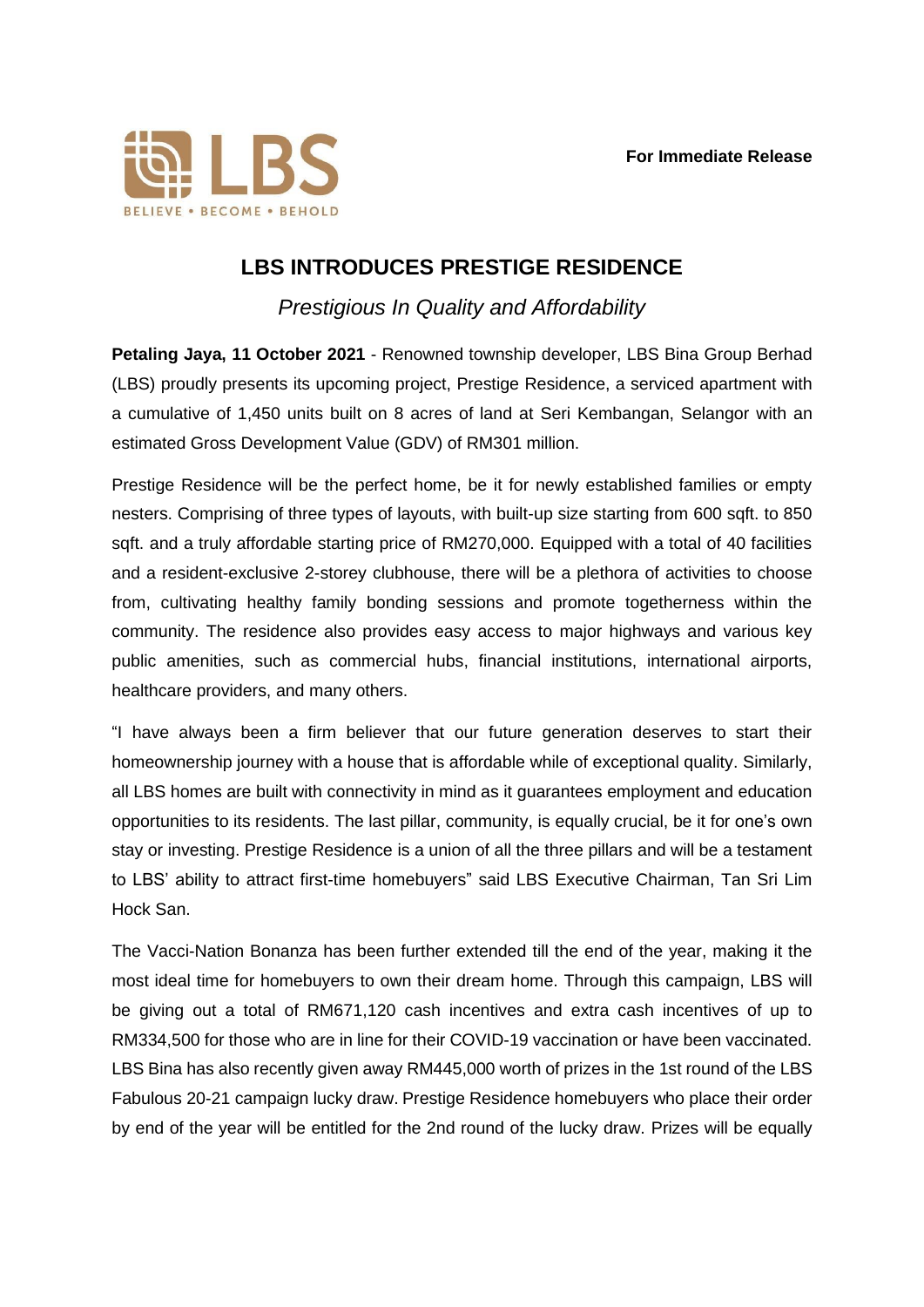LBS

BELIEVE • BECOME • BEHOLD

**For Immediate Release**

# LBS INTRODUCES PRESTIGE RESIDENCE

*Prestigious In Quality and Affordability*

**Petaling Jaya, 11 October 2021** - Renowned township developer, LBS Bina Group Berhad (LBS) proudly presents its upcoming project, Prestige Residence, a serviced apartment with a cumulative of 1,450 units built on 8 acres of land at Seri Kembangan, Selangor with an estimated Gross Development Value (GDV) of RM301 million.

Prestige Residence will be the perfect home, be it for newly established families or empty nesters. Comprising of three types of layouts, with built-up size starting from 600 sqft. to 850 sqft. and a truly affordable starting price of RM270,000. Equipped with a total of 40 facilities and a resident-exclusive 2-storey clubhouse, there will be a plethora of activities to choose from, cultivating healthy family bonding sessions and promote togetherness within the community. The residence also provides easy access to major highways and various key public amenities, such as commercial hubs, financial institutions, international airports, healthcare providers, and many others.

"I have always been a firm believer that our future generation deserves to start their homeownership journey with a house that is affordable while of exceptional quality. Similarly, all LBS homes are built with connectivity in mind as it guarantees employment and education opportunities to its residents. The last pillar, community, is equally crucial, be it for one's own stay or investing. Prestige Residence is a union of all the three pillars and will be a testament to LBS' ability to attract first-time homebuyers" said LBS Executive Chairman, Tan Sri Lim Hock San.

The Vacci-Nation Bonanza has been further extended till the end of the year, making it the most ideal time for homebuyers to own their dream home. Through this campaign, LBS will be giving out a total of RM671,120 cash incentives and extra cash incentives of up to RM334,500 for those who are in line for their COVID-19 vaccination or have been vaccinated. LBS Bina has also recently given away RM445,000 worth of prizes in the 1st round of the LBS Fabulous 20-21 campaign lucky draw. Prestige Residence homebuyers who place their order by end of the year will be entitled for the 2nd round of the lucky draw. Prizes will be equally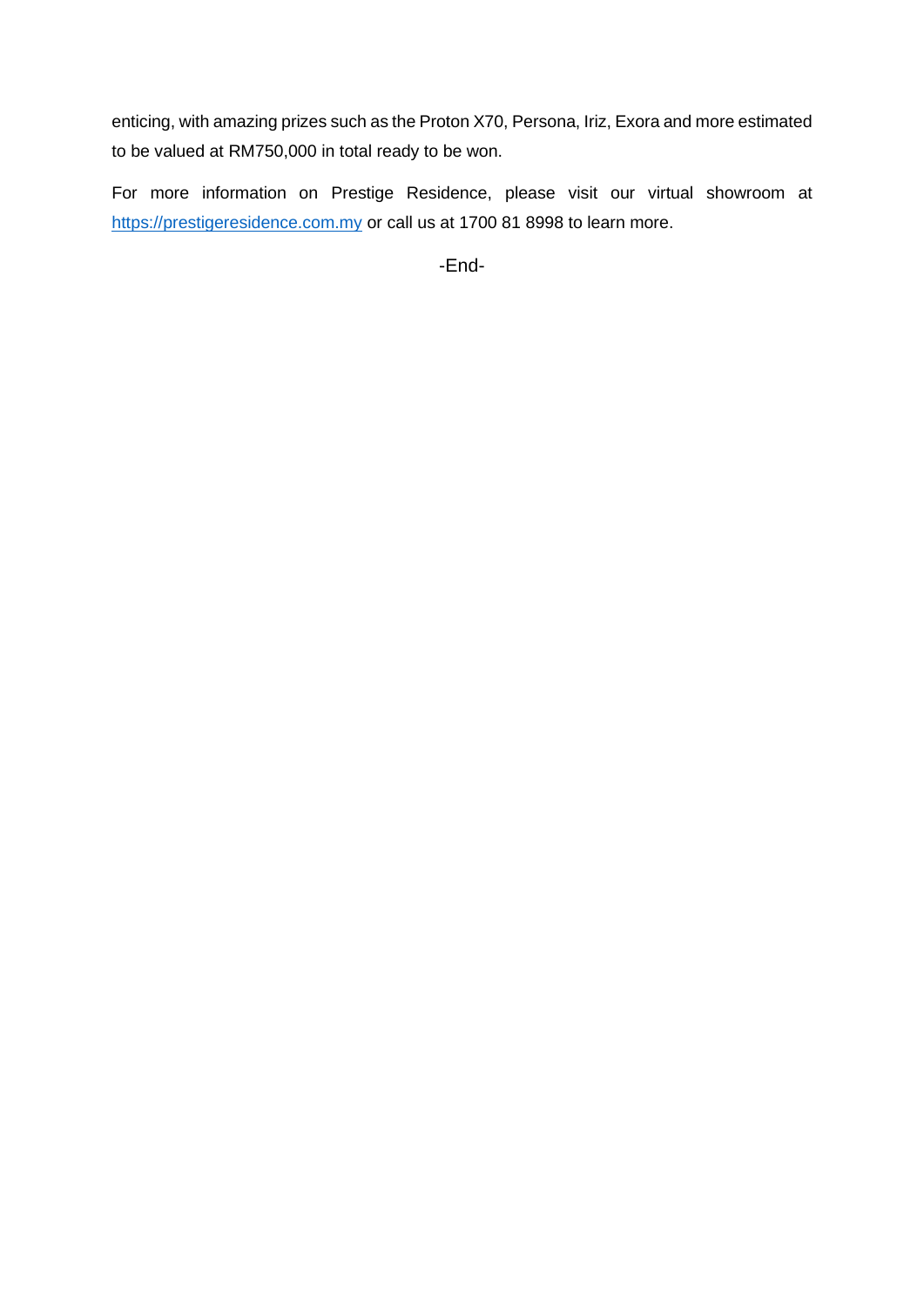enticing, with amazing prizes such as the Proton X70, Persona, Iriz, Exora and more estimated to be valued at RM750,000 in total ready to be won.

For more information on Prestige Residence, please visit our virtual showroom at https://prestigeresidence.com.my or call us at 1700 81 8998 to learn more.

-End-